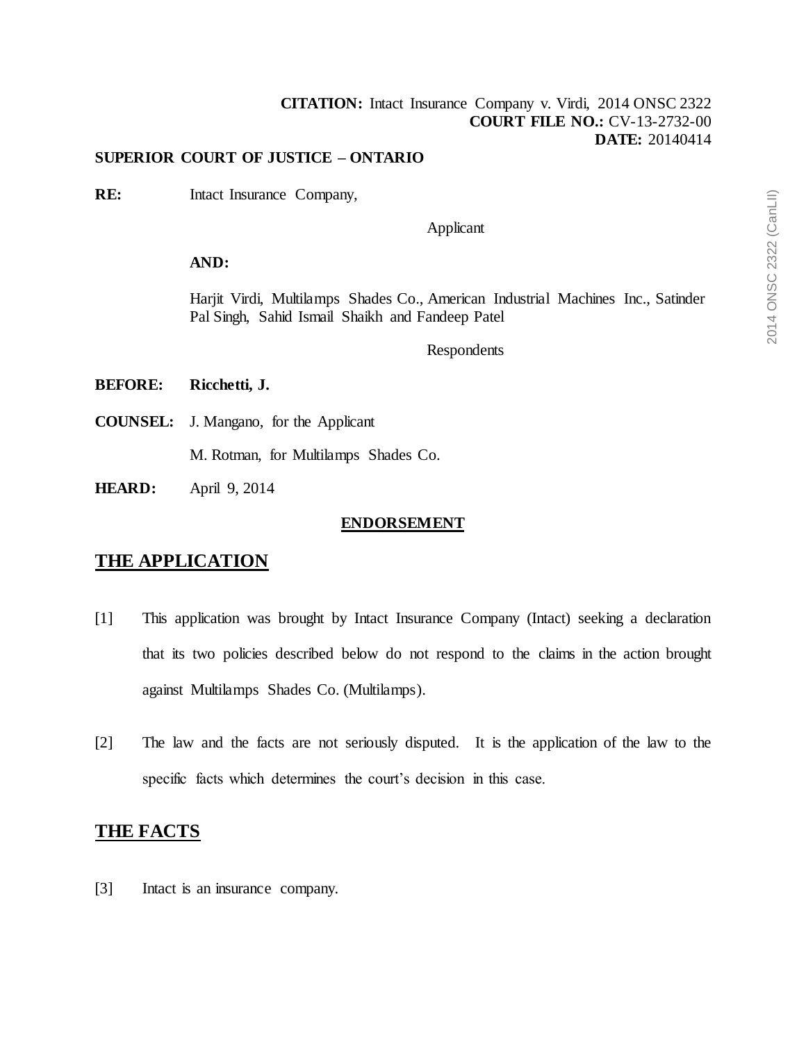**CITATION:** Intact Insurance Company v. Virdi, 2014 ONSC 2322
**COURT FILE NO.:** CV-13-2732-00
**DATE:** 20140414

**SUPERIOR COURT OF JUSTICE – ONTARIO**

**RE:** Intact Insurance Company,

Applicant

**AND:**

Harjit Virdi, Multilamps Shades Co., American Industrial Machines Inc., Satinder Pal Singh, Sahid Ismail Shaikh and Fandeep Patel

Respondents

**BEFORE:** **Ricchetti, J.**

**COUNSEL:** J. Mangano, for the Applicant

M. Rotman, for Multilamps Shades Co.

**HEARD:** April 9, 2014

**ENDORSEMENT**

## THE APPLICATION

[1] This application was brought by Intact Insurance Company (Intact) seeking a declaration that its two policies described below do not respond to the claims in the action brought against Multilamps Shades Co. (Multilamps).

[2] The law and the facts are not seriously disputed. It is the application of the law to the specific facts which determines the court's decision in this case.

## THE FACTS

[3] Intact is an insurance company.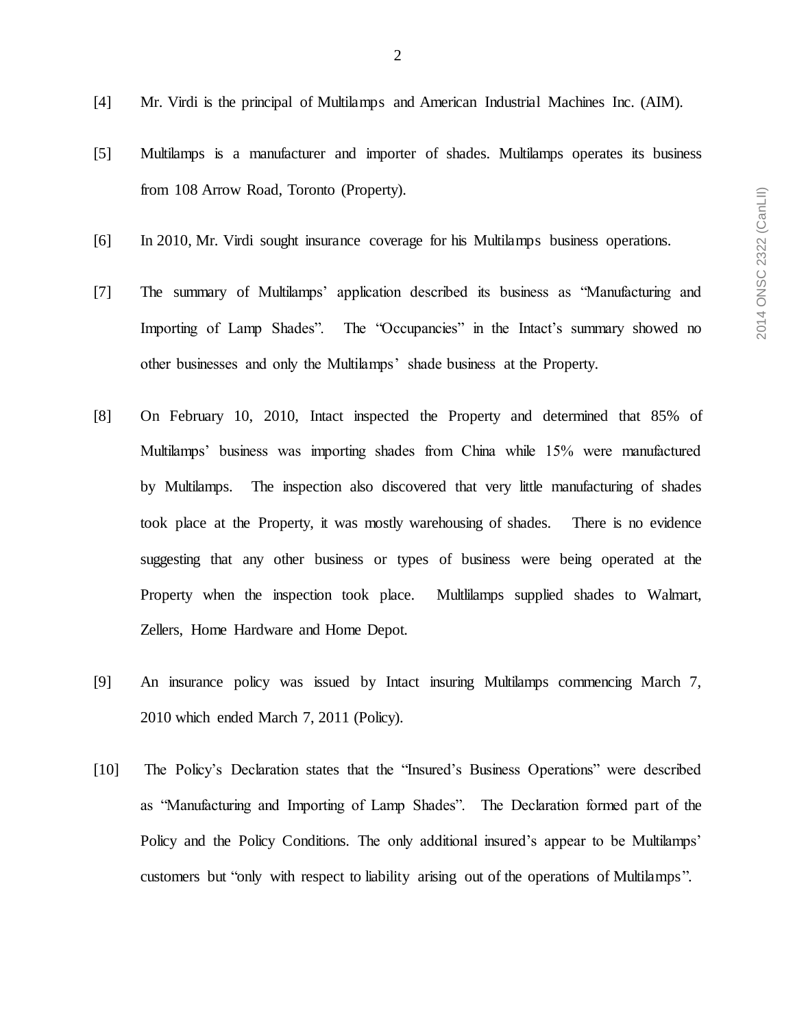[4] Mr. Virdi is the principal of Multilamps and American Industrial Machines Inc. (AIM).

[5] Multilamps is a manufacturer and importer of shades. Multilamps operates its business from 108 Arrow Road, Toronto (Property).

[6] In 2010, Mr. Virdi sought insurance coverage for his Multilamps business operations.

[7] The summary of Multilamps' application described its business as "Manufacturing and Importing of Lamp Shades". The "Occupancies" in the Intact's summary showed no other businesses and only the Multilamps' shade business at the Property.

[8] On February 10, 2010, Intact inspected the Property and determined that 85% of Multilamps' business was importing shades from China while 15% were manufactured by Multilamps. The inspection also discovered that very little manufacturing of shades took place at the Property, it was mostly warehousing of shades. There is no evidence suggesting that any other business or types of business were being operated at the Property when the inspection took place. Multlilamps supplied shades to Walmart, Zellers, Home Hardware and Home Depot.

[9] An insurance policy was issued by Intact insuring Multilamps commencing March 7, 2010 which ended March 7, 2011 (Policy).

[10] The Policy's Declaration states that the "Insured's Business Operations" were described as "Manufacturing and Importing of Lamp Shades". The Declaration formed part of the Policy and the Policy Conditions. The only additional insured's appear to be Multilamps' customers but "only with respect to liability arising out of the operations of Multilamps".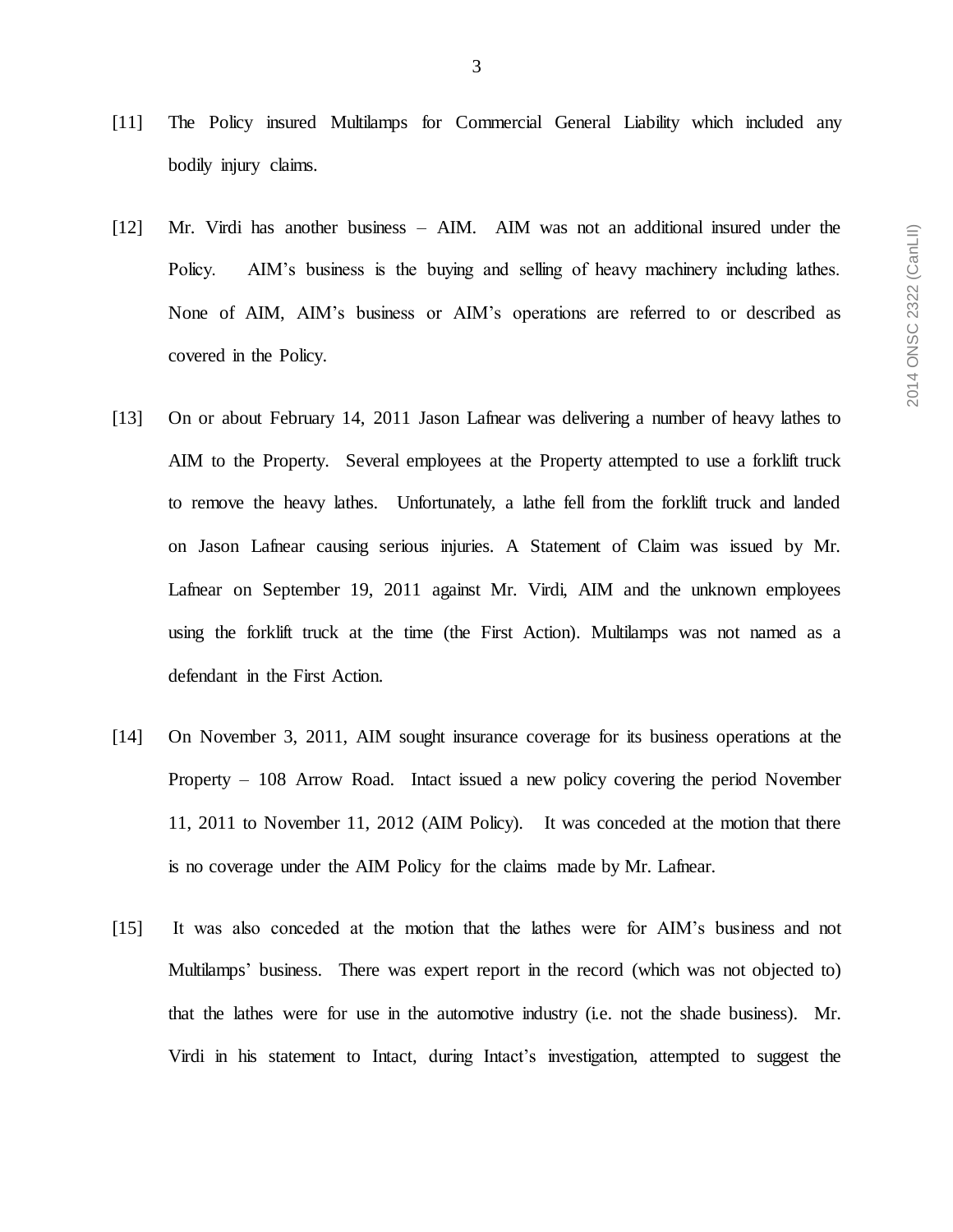[11] The Policy insured Multilamps for Commercial General Liability which included any bodily injury claims.

[12] Mr. Virdi has another business – AIM. AIM was not an additional insured under the Policy. AIM's business is the buying and selling of heavy machinery including lathes. None of AIM, AIM's business or AIM's operations are referred to or described as covered in the Policy.

[13] On or about February 14, 2011 Jason Lafnear was delivering a number of heavy lathes to AIM to the Property. Several employees at the Property attempted to use a forklift truck to remove the heavy lathes. Unfortunately, a lathe fell from the forklift truck and landed on Jason Lafnear causing serious injuries. A Statement of Claim was issued by Mr. Lafnear on September 19, 2011 against Mr. Virdi, AIM and the unknown employees using the forklift truck at the time (the First Action). Multilamps was not named as a defendant in the First Action.

[14] On November 3, 2011, AIM sought insurance coverage for its business operations at the Property – 108 Arrow Road. Intact issued a new policy covering the period November 11, 2011 to November 11, 2012 (AIM Policy). It was conceded at the motion that there is no coverage under the AIM Policy for the claims made by Mr. Lafnear.

[15] It was also conceded at the motion that the lathes were for AIM's business and not Multilamps' business. There was expert report in the record (which was not objected to) that the lathes were for use in the automotive industry (i.e. not the shade business). Mr. Virdi in his statement to Intact, during Intact's investigation, attempted to suggest the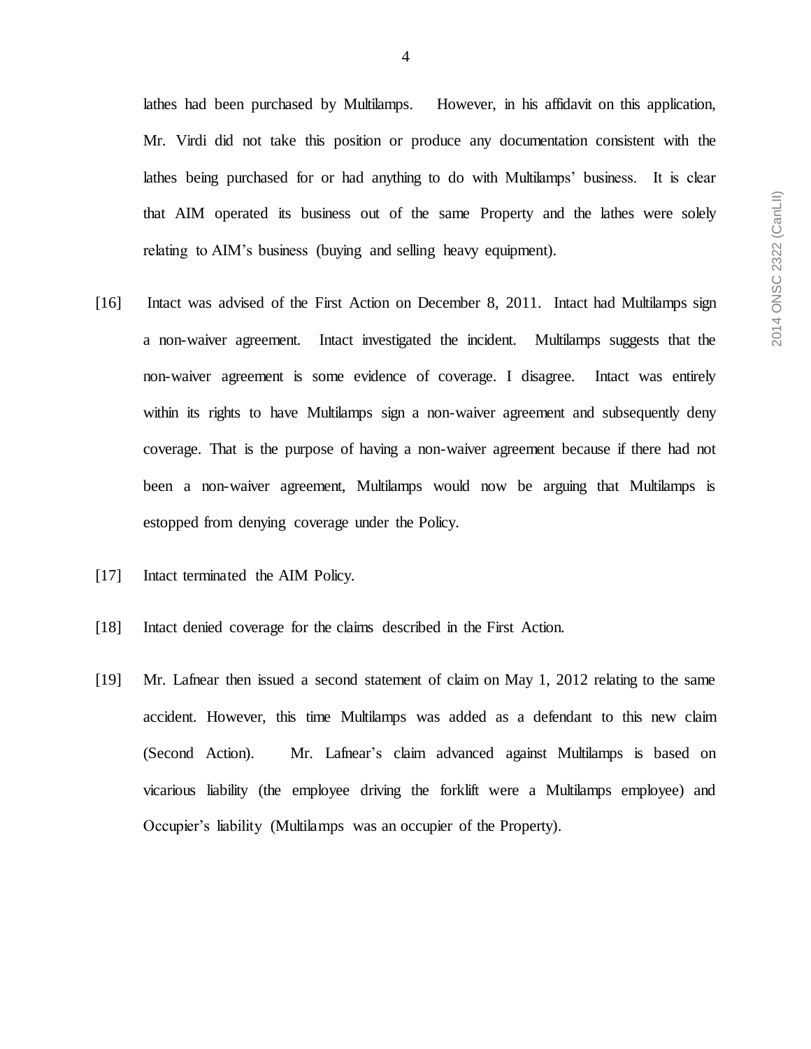lathes had been purchased by Multilamps. However, in his affidavit on this application, Mr. Virdi did not take this position or produce any documentation consistent with the lathes being purchased for or had anything to do with Multilamps' business. It is clear that AIM operated its business out of the same Property and the lathes were solely relating to AIM's business (buying and selling heavy equipment).

[16] Intact was advised of the First Action on December 8, 2011. Intact had Multilamps sign a non-waiver agreement. Intact investigated the incident. Multilamps suggests that the non-waiver agreement is some evidence of coverage. I disagree. Intact was entirely within its rights to have Multilamps sign a non-waiver agreement and subsequently deny coverage. That is the purpose of having a non-waiver agreement because if there had not been a non-waiver agreement, Multilamps would now be arguing that Multilamps is estopped from denying coverage under the Policy.

[17] Intact terminated the AIM Policy.

[18] Intact denied coverage for the claims described in the First Action.

[19] Mr. Lafnear then issued a second statement of claim on May 1, 2012 relating to the same accident. However, this time Multilamps was added as a defendant to this new claim (Second Action). Mr. Lafnear's claim advanced against Multilamps is based on vicarious liability (the employee driving the forklift were a Multilamps employee) and Occupier's liability (Multilamps was an occupier of the Property).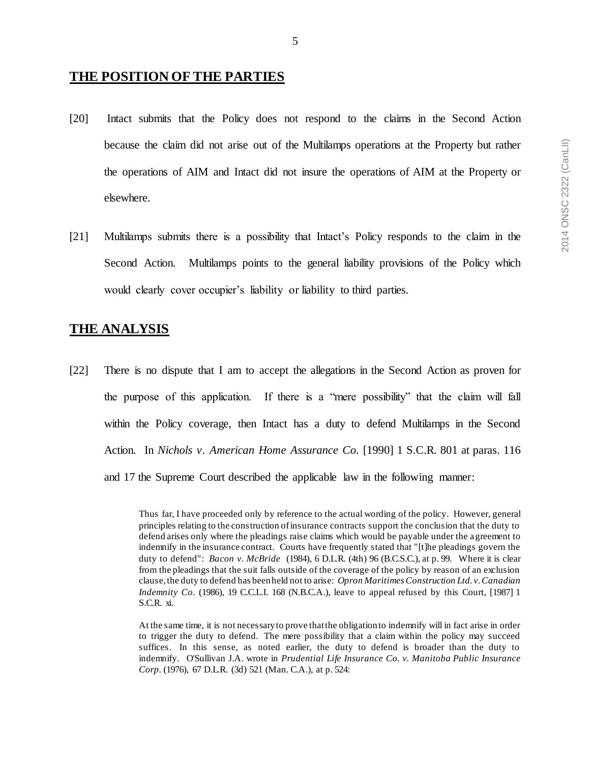## THE POSITION OF THE PARTIES

[20] Intact submits that the Policy does not respond to the claims in the Second Action because the claim did not arise out of the Multilamps operations at the Property but rather the operations of AIM and Intact did not insure the operations of AIM at the Property or elsewhere.

[21] Multilamps submits there is a possibility that Intact's Policy responds to the claim in the Second Action. Multilamps points to the general liability provisions of the Policy which would clearly cover occupier's liability or liability to third parties.

## THE ANALYSIS

[22] There is no dispute that I am to accept the allegations in the Second Action as proven for the purpose of this application. If there is a "mere possibility" that the claim will fall within the Policy coverage, then Intact has a duty to defend Multilamps in the Second Action. In *Nichols v. American Home Assurance Co.* [1990] 1 S.C.R. 801 at paras. 116 and 17 the Supreme Court described the applicable law in the following manner:

> Thus far, I have proceeded only by reference to the actual wording of the policy. However, general principles relating to the construction of insurance contracts support the conclusion that the duty to defend arises only where the pleadings raise claims which would be payable under the agreement to indemnify in the insurance contract. Courts have frequently stated that "[t]he pleadings govern the duty to defend": *Bacon v. McBride* (1984), 6 D.L.R. (4th) 96 (B.C.S.C.), at p. 99. Where it is clear from the pleadings that the suit falls outside of the coverage of the policy by reason of an exclusion clause, the duty to defend has been held not to arise: *Opron Maritimes Construction Ltd. v. Canadian Indemnity Co.* (1986), 19 C.C.L.I. 168 (N.B.C.A.), leave to appeal refused by this Court, [1987] 1 S.C.R. xi.
>
> At the same time, it is not necessary to prove that the obligation to indemnify will in fact arise in order to trigger the duty to defend. The mere possibility that a claim within the policy may succeed suffices. In this sense, as noted earlier, the duty to defend is broader than the duty to indemnify. O'Sullivan J.A. wrote in *Prudential Life Insurance Co. v. Manitoba Public Insurance Corp.* (1976), 67 D.L.R. (3d) 521 (Man. C.A.), at p. 524: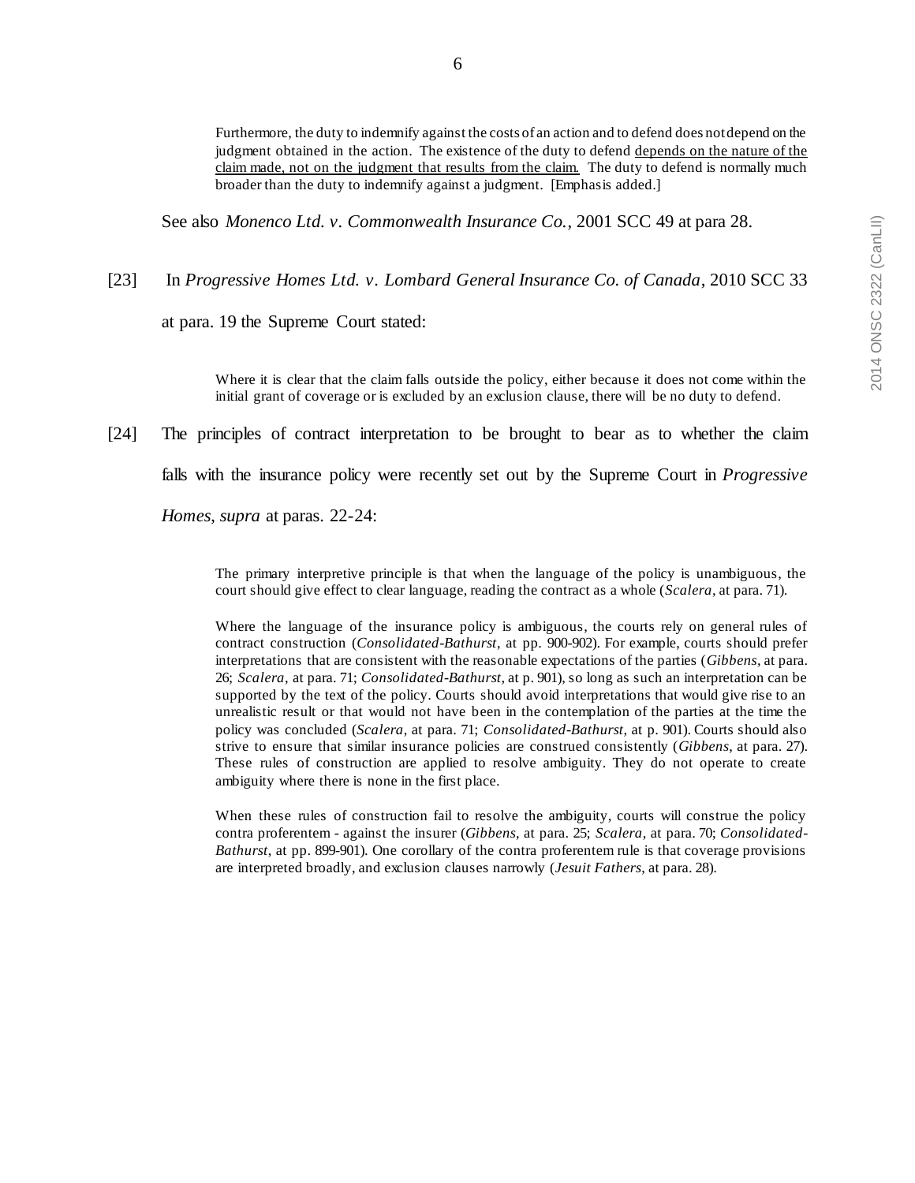> Furthermore, the duty to indemnify against the costs of an action and to defend does not depend on the judgment obtained in the action. The existence of the duty to defend depends on the nature of the claim made, not on the judgment that results from the claim. The duty to defend is normally much broader than the duty to indemnify against a judgment. [Emphasis added.]

See also *Monenco Ltd. v. Commonwealth Insurance Co.*, 2001 SCC 49 at para 28.

[23] In *Progressive Homes Ltd. v. Lombard General Insurance Co. of Canada*, 2010 SCC 33 at para. 19 the Supreme Court stated:

> Where it is clear that the claim falls outside the policy, either because it does not come within the initial grant of coverage or is excluded by an exclusion clause, there will be no duty to defend.

[24] The principles of contract interpretation to be brought to bear as to whether the claim falls with the insurance policy were recently set out by the Supreme Court in *Progressive Homes*, *supra* at paras. 22-24:

> The primary interpretive principle is that when the language of the policy is unambiguous, the court should give effect to clear language, reading the contract as a whole (*Scalera*, at para. 71).
>
> Where the language of the insurance policy is ambiguous, the courts rely on general rules of contract construction (*Consolidated-Bathurst*, at pp. 900-902). For example, courts should prefer interpretations that are consistent with the reasonable expectations of the parties (*Gibbens*, at para. 26; *Scalera*, at para. 71; *Consolidated-Bathurst*, at p. 901), so long as such an interpretation can be supported by the text of the policy. Courts should avoid interpretations that would give rise to an unrealistic result or that would not have been in the contemplation of the parties at the time the policy was concluded (*Scalera*, at para. 71; *Consolidated-Bathurst*, at p. 901). Courts should also strive to ensure that similar insurance policies are construed consistently (*Gibbens*, at para. 27). These rules of construction are applied to resolve ambiguity. They do not operate to create ambiguity where there is none in the first place.
>
> When these rules of construction fail to resolve the ambiguity, courts will construe the policy contra proferentem - against the insurer (*Gibbens*, at para. 25; *Scalera*, at para. 70; *Consolidated-Bathurst*, at pp. 899-901). One corollary of the contra proferentem rule is that coverage provisions are interpreted broadly, and exclusion clauses narrowly (*Jesuit Fathers*, at para. 28).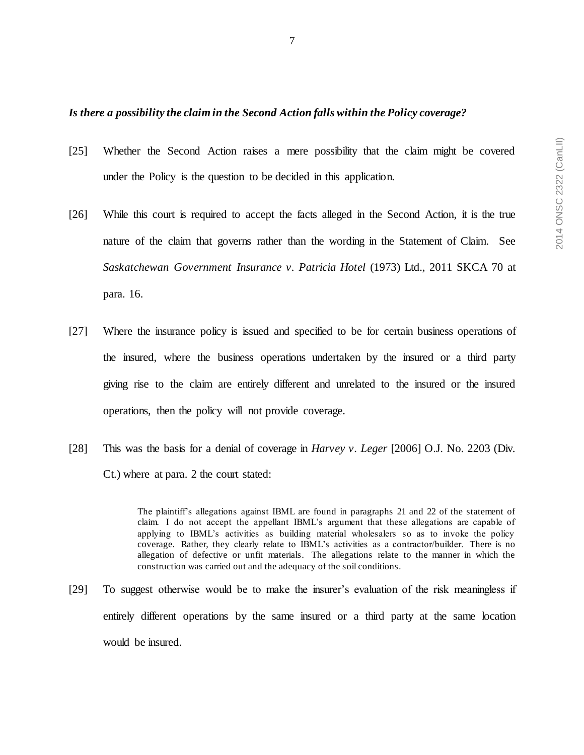***Is there a possibility the claim in the Second Action falls within the Policy coverage?***

[25] Whether the Second Action raises a mere possibility that the claim might be covered under the Policy is the question to be decided in this application.

[26] While this court is required to accept the facts alleged in the Second Action, it is the true nature of the claim that governs rather than the wording in the Statement of Claim. See *Saskatchewan Government Insurance v. Patricia Hotel* (1973) Ltd., 2011 SKCA 70 at para. 16.

[27] Where the insurance policy is issued and specified to be for certain business operations of the insured, where the business operations undertaken by the insured or a third party giving rise to the claim are entirely different and unrelated to the insured or the insured operations, then the policy will not provide coverage.

[28] This was the basis for a denial of coverage in *Harvey v. Leger* [2006] O.J. No. 2203 (Div. Ct.) where at para. 2 the court stated:

> The plaintiff's allegations against IBML are found in paragraphs 21 and 22 of the statement of claim. I do not accept the appellant IBML's argument that these allegations are capable of applying to IBML's activities as building material wholesalers so as to invoke the policy coverage. Rather, they clearly relate to IBML's activities as a contractor/builder. There is no allegation of defective or unfit materials. The allegations relate to the manner in which the construction was carried out and the adequacy of the soil conditions.

[29] To suggest otherwise would be to make the insurer's evaluation of the risk meaningless if entirely different operations by the same insured or a third party at the same location would be insured.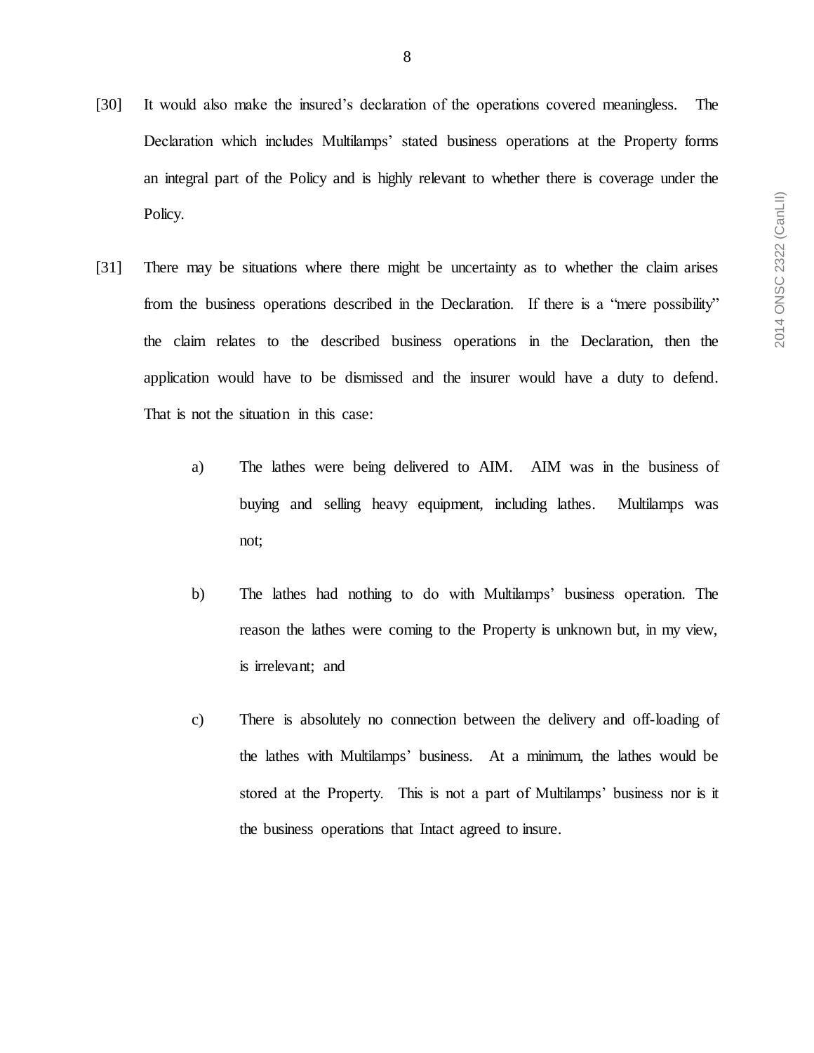[30] It would also make the insured's declaration of the operations covered meaningless. The Declaration which includes Multilamps' stated business operations at the Property forms an integral part of the Policy and is highly relevant to whether there is coverage under the Policy.

[31] There may be situations where there might be uncertainty as to whether the claim arises from the business operations described in the Declaration. If there is a "mere possibility" the claim relates to the described business operations in the Declaration, then the application would have to be dismissed and the insurer would have a duty to defend. That is not the situation in this case:

a) The lathes were being delivered to AIM. AIM was in the business of buying and selling heavy equipment, including lathes. Multilamps was not;

b) The lathes had nothing to do with Multilamps' business operation. The reason the lathes were coming to the Property is unknown but, in my view, is irrelevant; and

c) There is absolutely no connection between the delivery and off-loading of the lathes with Multilamps' business. At a minimum, the lathes would be stored at the Property. This is not a part of Multilamps' business nor is it the business operations that Intact agreed to insure.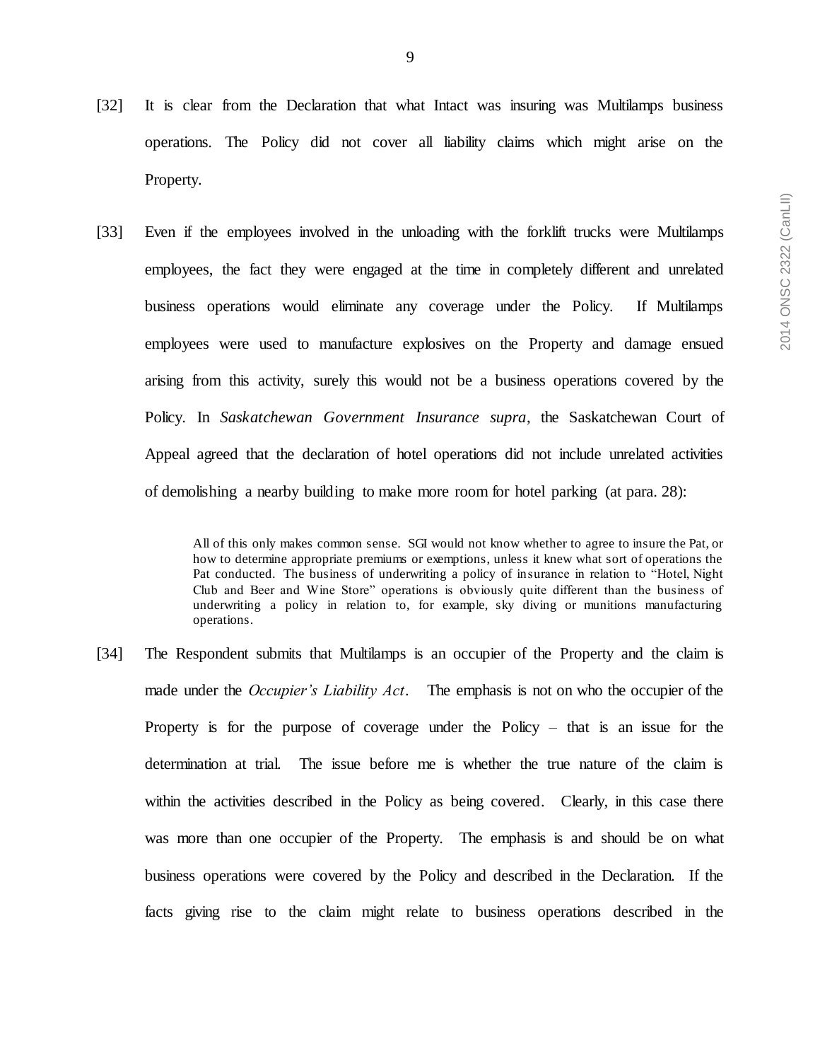[32] It is clear from the Declaration that what Intact was insuring was Multilamps business operations. The Policy did not cover all liability claims which might arise on the Property.

[33] Even if the employees involved in the unloading with the forklift trucks were Multilamps employees, the fact they were engaged at the time in completely different and unrelated business operations would eliminate any coverage under the Policy. If Multilamps employees were used to manufacture explosives on the Property and damage ensued arising from this activity, surely this would not be a business operations covered by the Policy. In *Saskatchewan Government Insurance supra*, the Saskatchewan Court of Appeal agreed that the declaration of hotel operations did not include unrelated activities of demolishing a nearby building to make more room for hotel parking (at para. 28):

> All of this only makes common sense. SGI would not know whether to agree to insure the Pat, or how to determine appropriate premiums or exemptions, unless it knew what sort of operations the Pat conducted. The business of underwriting a policy of insurance in relation to "Hotel, Night Club and Beer and Wine Store" operations is obviously quite different than the business of underwriting a policy in relation to, for example, sky diving or munitions manufacturing operations.

[34] The Respondent submits that Multilamps is an occupier of the Property and the claim is made under the *Occupier's Liability Act*. The emphasis is not on who the occupier of the Property is for the purpose of coverage under the Policy – that is an issue for the determination at trial. The issue before me is whether the true nature of the claim is within the activities described in the Policy as being covered. Clearly, in this case there was more than one occupier of the Property. The emphasis is and should be on what business operations were covered by the Policy and described in the Declaration. If the facts giving rise to the claim might relate to business operations described in the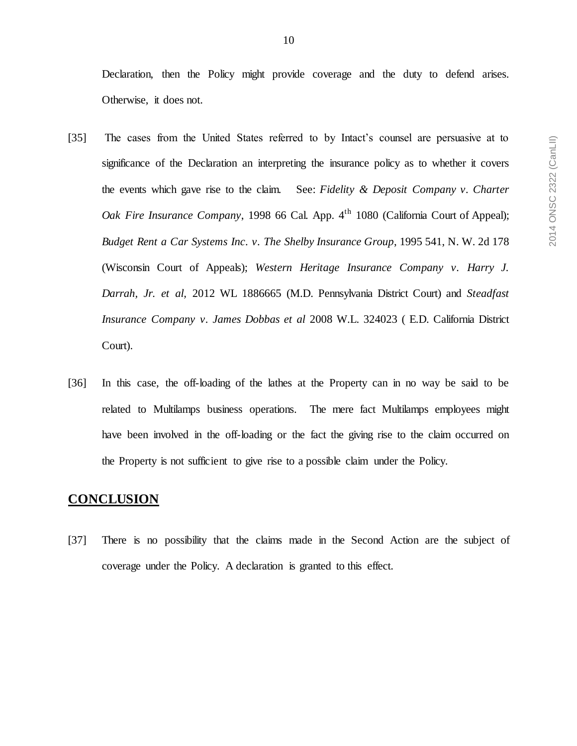Declaration, then the Policy might provide coverage and the duty to defend arises. Otherwise, it does not.

[35] The cases from the United States referred to by Intact's counsel are persuasive at to significance of the Declaration an interpreting the insurance policy as to whether it covers the events which gave rise to the claim. See: *Fidelity & Deposit Company v. Charter Oak Fire Insurance Company*, 1998 66 Cal. App. 4th 1080 (California Court of Appeal); *Budget Rent a Car Systems Inc. v. The Shelby Insurance Group*, 1995 541, N. W. 2d 178 (Wisconsin Court of Appeals); *Western Heritage Insurance Company v. Harry J. Darrah, Jr. et al,* 2012 WL 1886665 (M.D. Pennsylvania District Court) and *Steadfast Insurance Company v. James Dobbas et al* 2008 W.L. 324023 ( E.D. California District Court).

[36] In this case, the off-loading of the lathes at the Property can in no way be said to be related to Multilamps business operations. The mere fact Multilamps employees might have been involved in the off-loading or the fact the giving rise to the claim occurred on the Property is not sufficient to give rise to a possible claim under the Policy.

## CONCLUSION

[37] There is no possibility that the claims made in the Second Action are the subject of coverage under the Policy. A declaration is granted to this effect.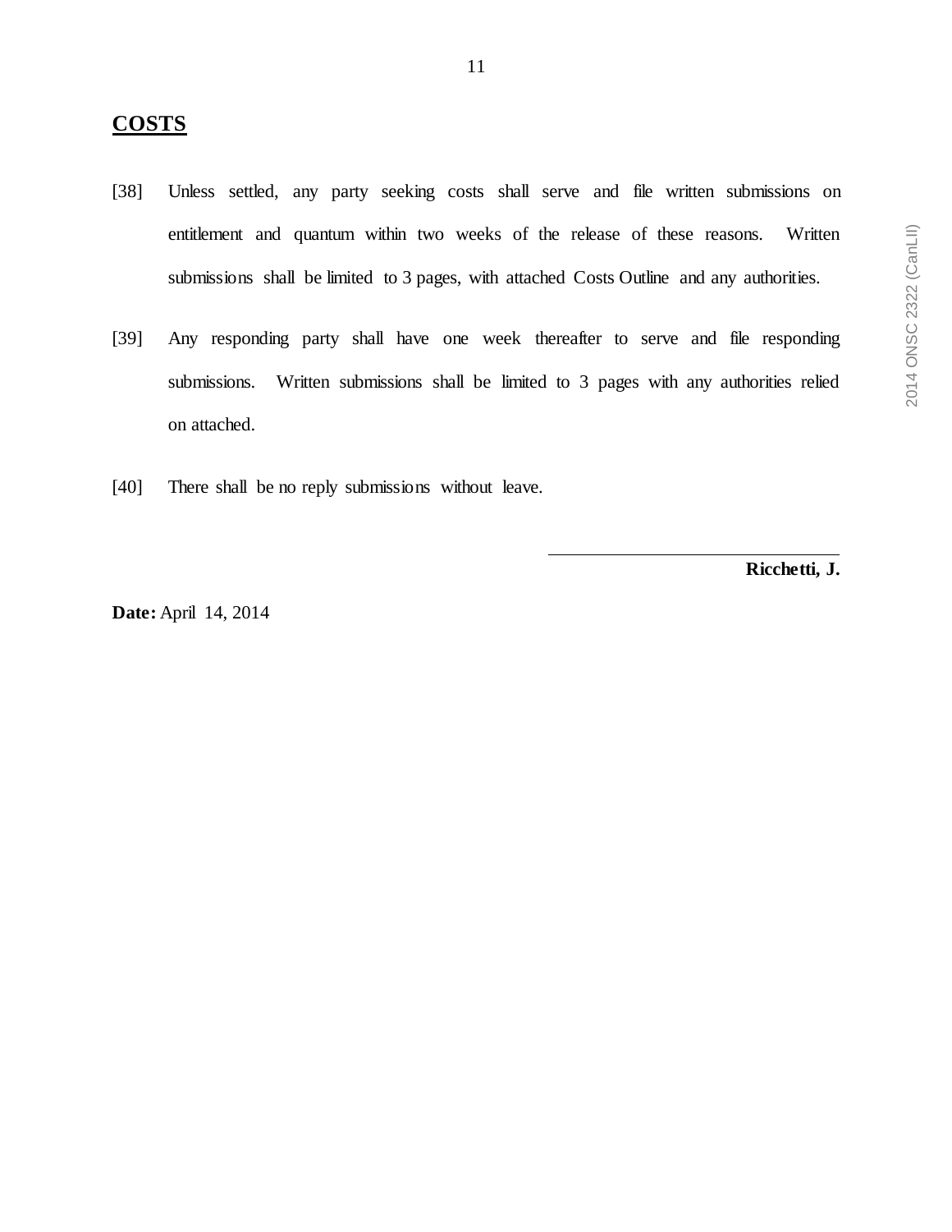## COSTS

[38] Unless settled, any party seeking costs shall serve and file written submissions on entitlement and quantum within two weeks of the release of these reasons. Written submissions shall be limited to 3 pages, with attached Costs Outline and any authorities.

[39] Any responding party shall have one week thereafter to serve and file responding submissions. Written submissions shall be limited to 3 pages with any authorities relied on attached.

[40] There shall be no reply submissions without leave.

**Ricchetti, J.**

**Date:** April 14, 2014